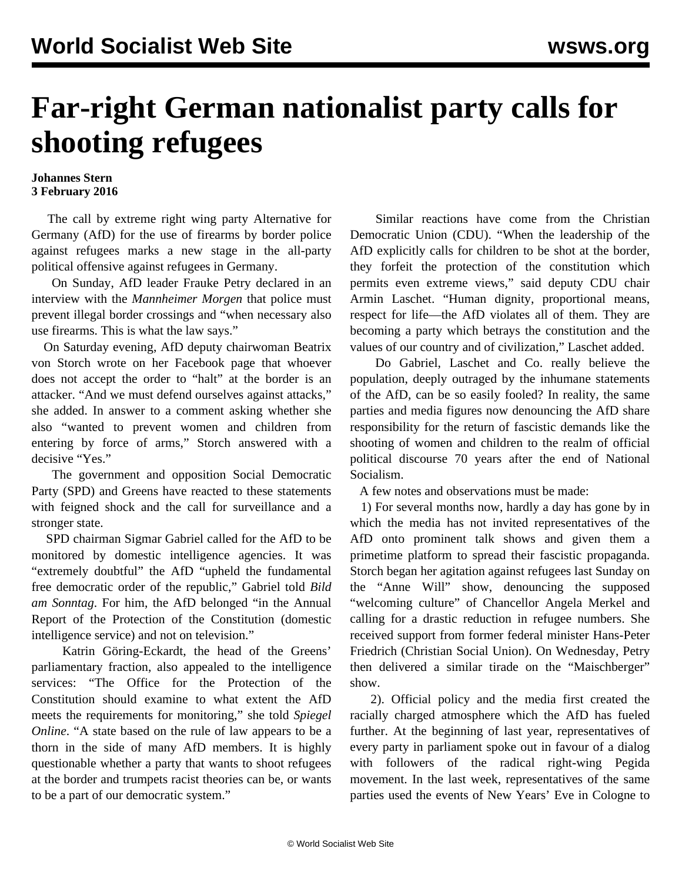# Far-right German nationalist party calls for shooting refugees

**Johannes Stern**
**3 February 2016**

The call by extreme right wing party Alternative for Germany (AfD) for the use of firearms by border police against refugees marks a new stage in the all-party political offensive against refugees in Germany.

On Sunday, AfD leader Frauke Petry declared in an interview with the *Mannheimer Morgen* that police must prevent illegal border crossings and "when necessary also use firearms. This is what the law says."

On Saturday evening, AfD deputy chairwoman Beatrix von Storch wrote on her Facebook page that whoever does not accept the order to "halt" at the border is an attacker. "And we must defend ourselves against attacks," she added. In answer to a comment asking whether she also "wanted to prevent women and children from entering by force of arms," Storch answered with a decisive "Yes."

The government and opposition Social Democratic Party (SPD) and Greens have reacted to these statements with feigned shock and the call for surveillance and a stronger state.

SPD chairman Sigmar Gabriel called for the AfD to be monitored by domestic intelligence agencies. It was "extremely doubtful" the AfD "upheld the fundamental free democratic order of the republic," Gabriel told *Bild am Sonntag*. For him, the AfD belonged "in the Annual Report of the Protection of the Constitution (domestic intelligence service) and not on television."

Katrin Göring-Eckardt, the head of the Greens' parliamentary fraction, also appealed to the intelligence services: "The Office for the Protection of the Constitution should examine to what extent the AfD meets the requirements for monitoring," she told *Spiegel Online*. "A state based on the rule of law appears to be a thorn in the side of many AfD members. It is highly questionable whether a party that wants to shoot refugees at the border and trumpets racist theories can be, or wants to be a part of our democratic system."

Similar reactions have come from the Christian Democratic Union (CDU). "When the leadership of the AfD explicitly calls for children to be shot at the border, they forfeit the protection of the constitution which permits even extreme views," said deputy CDU chair Armin Laschet. "Human dignity, proportional means, respect for life—the AfD violates all of them. They are becoming a party which betrays the constitution and the values of our country and of civilization," Laschet added.

Do Gabriel, Laschet and Co. really believe the population, deeply outraged by the inhumane statements of the AfD, can be so easily fooled? In reality, the same parties and media figures now denouncing the AfD share responsibility for the return of fascistic demands like the shooting of women and children to the realm of official political discourse 70 years after the end of National Socialism.

A few notes and observations must be made:

1) For several months now, hardly a day has gone by in which the media has not invited representatives of the AfD onto prominent talk shows and given them a primetime platform to spread their fascistic propaganda. Storch began her agitation against refugees last Sunday on the "Anne Will" show, denouncing the supposed "welcoming culture" of Chancellor Angela Merkel and calling for a drastic reduction in refugee numbers. She received support from former federal minister Hans-Peter Friedrich (Christian Social Union). On Wednesday, Petry then delivered a similar tirade on the "Maischberger" show.

2). Official policy and the media first created the racially charged atmosphere which the AfD has fueled further. At the beginning of last year, representatives of every party in parliament spoke out in favour of a dialog with followers of the radical right-wing Pegida movement. In the last week, representatives of the same parties used the events of New Years' Eve in Cologne to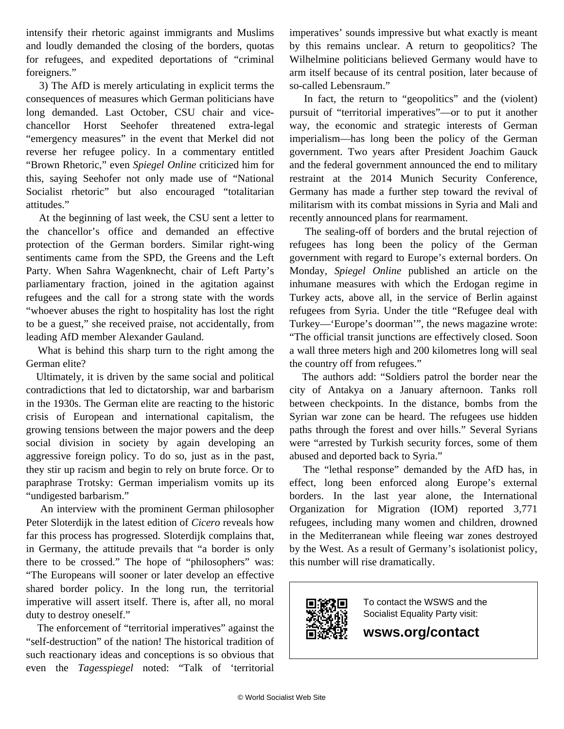intensify their rhetoric against immigrants and Muslims and loudly demanded the closing of the borders, quotas for refugees, and expedited deportations of "criminal foreigners."

3) The AfD is merely articulating in explicit terms the consequences of measures which German politicians have long demanded. Last October, CSU chair and vice-chancellor Horst Seehofer threatened extra-legal "emergency measures" in the event that Merkel did not reverse her refugee policy. In a commentary entitled "Brown Rhetoric," even *Spiegel Online* criticized him for this, saying Seehofer not only made use of "National Socialist rhetoric" but also encouraged "totalitarian attitudes."

At the beginning of last week, the CSU sent a letter to the chancellor's office and demanded an effective protection of the German borders. Similar right-wing sentiments came from the SPD, the Greens and the Left Party. When Sahra Wagenknecht, chair of Left Party's parliamentary fraction, joined in the agitation against refugees and the call for a strong state with the words "whoever abuses the right to hospitality has lost the right to be a guest," she received praise, not accidentally, from leading AfD member Alexander Gauland.

What is behind this sharp turn to the right among the German elite?

Ultimately, it is driven by the same social and political contradictions that led to dictatorship, war and barbarism in the 1930s. The German elite are reacting to the historic crisis of European and international capitalism, the growing tensions between the major powers and the deep social division in society by again developing an aggressive foreign policy. To do so, just as in the past, they stir up racism and begin to rely on brute force. Or to paraphrase Trotsky: German imperialism vomits up its "undigested barbarism."

An interview with the prominent German philosopher Peter Sloterdijk in the latest edition of *Cicero* reveals how far this process has progressed. Sloterdijk complains that, in Germany, the attitude prevails that "a border is only there to be crossed." The hope of "philosophers" was: "The Europeans will sooner or later develop an effective shared border policy. In the long run, the territorial imperative will assert itself. There is, after all, no moral duty to destroy oneself."

The enforcement of "territorial imperatives" against the "self-destruction" of the nation! The historical tradition of such reactionary ideas and conceptions is so obvious that even the *Tagesspiegel* noted: "Talk of 'territorial imperatives' sounds impressive but what exactly is meant by this remains unclear. A return to geopolitics? The Wilhelmine politicians believed Germany would have to arm itself because of its central position, later because of so-called Lebensraum."

In fact, the return to "geopolitics" and the (violent) pursuit of "territorial imperatives"—or to put it another way, the economic and strategic interests of German imperialism—has long been the policy of the German government. Two years after President Joachim Gauck and the federal government announced the end to military restraint at the 2014 Munich Security Conference, Germany has made a further step toward the revival of militarism with its combat missions in Syria and Mali and recently announced plans for rearmament.

The sealing-off of borders and the brutal rejection of refugees has long been the policy of the German government with regard to Europe's external borders. On Monday, *Spiegel Online* published an article on the inhumane measures with which the Erdogan regime in Turkey acts, above all, in the service of Berlin against refugees from Syria. Under the title "Refugee deal with Turkey—'Europe's doorman'", the news magazine wrote: "The official transit junctions are effectively closed. Soon a wall three meters high and 200 kilometres long will seal the country off from refugees."

The authors add: "Soldiers patrol the border near the city of Antakya on a January afternoon. Tanks roll between checkpoints. In the distance, bombs from the Syrian war zone can be heard. The refugees use hidden paths through the forest and over hills." Several Syrians were "arrested by Turkish security forces, some of them abused and deported back to Syria."

The "lethal response" demanded by the AfD has, in effect, long been enforced along Europe's external borders. In the last year alone, the International Organization for Migration (IOM) reported 3,771 refugees, including many women and children, drowned in the Mediterranean while fleeing war zones destroyed by the West. As a result of Germany's isolationist policy, this number will rise dramatically.

To contact the WSWS and the Socialist Equality Party visit:

**wsws.org/contact**